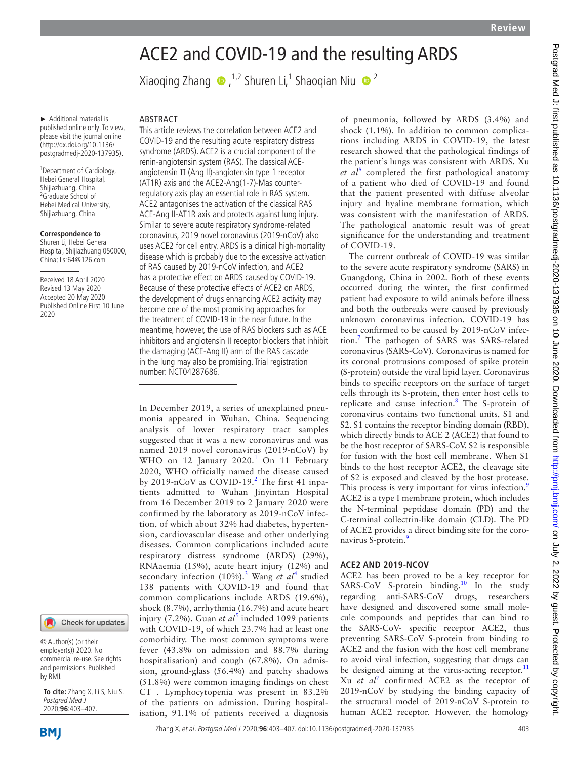# ACE2 and COVID-19 and the resulting ARDS

Xiaoqing Zhang [1,2] Shuren Li,[1] Shaoqian Niu [2]

► Additional material is published online only. To view, please visit the journal online (http://dx.doi.org/10.1136/postgradmedj-2020-137935).

[1]Department of Cardiology, Hebei General Hospital, Shijiazhuang, China
[2]Graduate School of Hebei Medical University, Shijiazhuang, China

**Correspondence to**
Shuren Li, Hebei General Hospital, Shijiazhuang 050000, China; Lsr64@126.com

Received 18 April 2020
Revised 13 May 2020
Accepted 20 May 2020
Published Online First 10 June 2020

## ABSTRACT

This article reviews the correlation between ACE2 and COVID-19 and the resulting acute respiratory distress syndrome (ARDS). ACE2 is a crucial component of the renin-angiotensin system (RAS). The classical ACE-angiotensin II (Ang II)-angiotensin type 1 receptor (AT1R) axis and the ACE2-Ang(1-7)-Mas counter-regulatory axis play an essential role in RAS system. ACE2 antagonises the activation of the classical RAS ACE-Ang II-AT1R axis and protects against lung injury. Similar to severe acute respiratory syndrome-related coronavirus, 2019 novel coronavirus (2019-nCoV) also uses ACE2 for cell entry. ARDS is a clinical high-mortality disease which is probably due to the excessive activation of RAS caused by 2019-nCoV infection, and ACE2 has a protective effect on ARDS caused by COVID-19. Because of these protective effects of ACE2 on ARDS, the development of drugs enhancing ACE2 activity may become one of the most promising approaches for the treatment of COVID-19 in the near future. In the meantime, however, the use of RAS blockers such as ACE inhibitors and angiotensin II receptor blockers that inhibit the damaging (ACE-Ang II) arm of the RAS cascade in the lung may also be promising. Trial registration number: NCT04287686.

In December 2019, a series of unexplained pneumonia appeared in Wuhan, China. Sequencing analysis of lower respiratory tract samples suggested that it was a new coronavirus and was named 2019 novel coronavirus (2019-nCoV) by WHO on 12 January 2020.[1] On 11 February 2020, WHO officially named the disease caused by 2019-nCoV as COVID-19.[2] The first 41 inpatients admitted to Wuhan Jinyintan Hospital from 16 December 2019 to 2 January 2020 were confirmed by the laboratory as 2019-nCoV infection, of which about 32% had diabetes, hypertension, cardiovascular disease and other underlying diseases. Common complications included acute respiratory distress syndrome (ARDS) (29%), RNAaemia (15%), acute heart injury (12%) and secondary infection (10%).[3] Wang *et al*[4] studied 138 patients with COVID-19 and found that common complications include ARDS (19.6%), shock (8.7%), arrhythmia (16.7%) and acute heart injury (7.2%). Guan *et al*[5] included 1099 patients with COVID-19, of which 23.7% had at least one comorbidity. The most common symptoms were fever (43.8% on admission and 88.7% during hospitalisation) and cough (67.8%). On admission, ground-glass (56.4%) and patchy shadows (51.8%) were common imaging findings on chest CT . Lymphocytopenia was present in 83.2% of the patients on admission. During hospitalisation, 91.1% of patients received a diagnosis of pneumonia, followed by ARDS (3.4%) and shock (1.1%). In addition to common complications including ARDS in COVID-19, the latest research showed that the pathological findings of the patient's lungs was consistent with ARDS. Xu *et al*[6] completed the first pathological anatomy of a patient who died of COVID-19 and found that the patient presented with diffuse alveolar injury and hyaline membrane formation, which was consistent with the manifestation of ARDS. The pathological anatomic result was of great significance for the understanding and treatment of COVID-19.

The current outbreak of COVID-19 was similar to the severe acute respiratory syndrome (SARS) in Guangdong, China in 2002. Both of these events occurred during the winter, the first confirmed patient had exposure to wild animals before illness and both the outbreaks were caused by previously unknown coronavirus infection. COVID-19 has been confirmed to be caused by 2019-nCoV infection.[7] The pathogen of SARS was SARS-related coronavirus (SARS-CoV). Coronavirus is named for its coronal protrusions composed of spike protein (S-protein) outside the viral lipid layer. Coronavirus binds to specific receptors on the surface of target cells through its S-protein, then enter host cells to replicate and cause infection.[8] The S-protein of coronavirus contains two functional units, S1 and S2. S1 contains the receptor binding domain (RBD), which directly binds to ACE 2 (ACE2) that found to be the host receptor of SARS-CoV. S2 is responsible for fusion with the host cell membrane. When S1 binds to the host receptor ACE2, the cleavage site of S2 is exposed and cleaved by the host protease. This process is very important for virus infection.[9] ACE2 is a type I membrane protein, which includes the N-terminal peptidase domain (PD) and the C-terminal collectrin-like domain (CLD). The PD of ACE2 provides a direct binding site for the coronavirus S-protein.[9]

## ACE2 AND 2019-NCOV

ACE2 has been proved to be a key receptor for SARS-CoV S-protein binding.[10] In the study regarding anti-SARS-CoV drugs, researchers have designed and discovered some small molecule compounds and peptides that can bind to the SARS-CoV- specific receptor ACE2, thus preventing SARS-CoV S-protein from binding to ACE2 and the fusion with the host cell membrane to avoid viral infection, suggesting that drugs can be designed aiming at the virus-acting receptor.[11] Xu *et al*[7] confirmed ACE2 as the receptor of 2019-nCoV by studying the binding capacity of the structural model of 2019-nCoV S-protein to human ACE2 receptor. However, the homology

© Author(s) (or their employer(s)) 2020. No commercial re-use. See rights and permissions. Published by BMJ.

**To cite:** Zhang X, Li S, Niu S. *Postgrad Med J* 2020;**96**:403–407.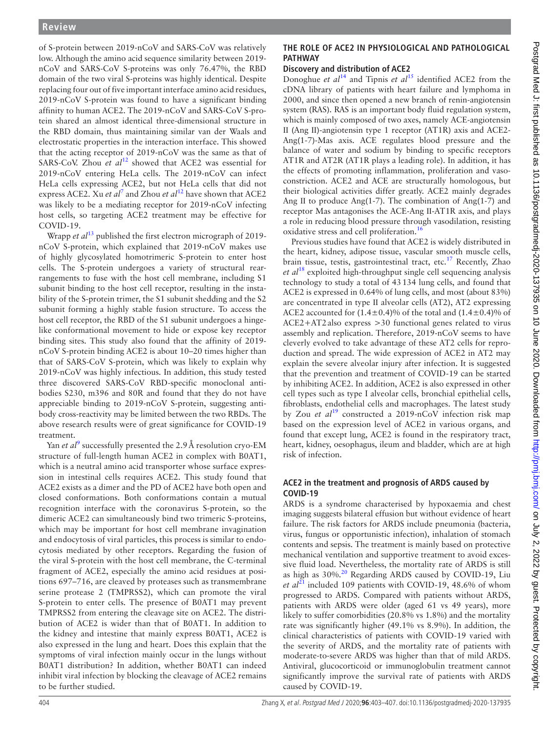of S-protein between 2019-nCoV and SARS-CoV was relatively low. Although the amino acid sequence similarity between 2019-nCoV and SARS-CoV S-proteins was only 76.47%, the RBD domain of the two viral S-proteins was highly identical. Despite replacing four out of five important interface amino acid residues, 2019-nCoV S-protein was found to have a significant binding affinity to human ACE2. The 2019-nCoV and SARS-CoV S-protein shared an almost identical three-dimensional structure in the RBD domain, thus maintaining similar van der Waals and electrostatic properties in the interaction interface. This showed that the acting receptor of 2019-nCoV was the same as that of SARS-CoV. Zhou *et al*[12] showed that ACE2 was essential for 2019-nCoV entering HeLa cells. The 2019-nCoV can infect HeLa cells expressing ACE2, but not HeLa cells that did not express ACE2. Xu *et al*[7] and Zhou *et al*[12] have shown that ACE2 was likely to be a mediating receptor for 2019-nCoV infecting host cells, so targeting ACE2 treatment may be effective for COVID-19.

Wrapp *et al*[13] published the first electron micrograph of 2019-nCoV S-protein, which explained that 2019-nCoV makes use of highly glycosylated homotrimeric S-protein to enter host cells. The S-protein undergoes a variety of structural rearrangements to fuse with the host cell membrane, including S1 subunit binding to the host cell receptor, resulting in the instability of the S-protein trimer, the S1 subunit shedding and the S2 subunit forming a highly stable fusion structure. To access the host cell receptor, the RBD of the S1 subunit undergoes a hinge-like conformational movement to hide or expose key receptor binding sites. This study also found that the affinity of 2019-nCoV S-protein binding ACE2 is about 10–20 times higher than that of SARS-CoV S-protein, which was likely to explain why 2019-nCoV was highly infectious. In addition, this study tested three discovered SARS-CoV RBD-specific monoclonal antibodies S230, m396 and 80R and found that they do not have appreciable binding to 2019-nCoV S-protein, suggesting antibody cross-reactivity may be limited between the two RBDs. The above research results were of great significance for COVID-19 treatment.

Yan *et al*[9] successfully presented the 2.9 Å resolution cryo-EM structure of full-length human ACE2 in complex with B0AT1, which is a neutral amino acid transporter whose surface expression in intestinal cells requires ACE2. This study found that ACE2 exists as a dimer and the PD of ACE2 have both open and closed conformations. Both conformations contain a mutual recognition interface with the coronavirus S-protein, so the dimeric ACE2 can simultaneously bind two trimeric S-proteins, which may be important for host cell membrane invagination and endocytosis of viral particles, this process is similar to endocytosis mediated by other receptors. Regarding the fusion of the viral S-protein with the host cell membrane, the C-terminal fragment of ACE2, especially the amino acid residues at positions 697–716, are cleaved by proteases such as transmembrane serine protease 2 (TMPRSS2), which can promote the viral S-protein to enter cells. The presence of B0AT1 may prevent TMPRSS2 from entering the cleavage site on ACE2. The distribution of ACE2 is wider than that of B0AT1. In addition to the kidney and intestine that mainly express B0AT1, ACE2 is also expressed in the lung and heart. Does this explain that the symptoms of viral infection mainly occur in the lungs without B0AT1 distribution? In addition, whether B0AT1 can indeed inhibit viral infection by blocking the cleavage of ACE2 remains to be further studied.

## THE ROLE OF ACE2 IN PHYSIOLOGICAL AND PATHOLOGICAL PATHWAY

### Discovery and distribution of ACE2

Donoghue *et al*[14] and Tipnis *et al*[15] identified ACE2 from the cDNA library of patients with heart failure and lymphoma in 2000, and since then opened a new branch of renin-angiotensin system (RAS). RAS is an important body fluid regulation system, which is mainly composed of two axes, namely ACE-angiotensin II (Ang II)-angiotensin type 1 receptor (AT1R) axis and ACE2-Ang(1-7)-Mas axis. ACE regulates blood pressure and the balance of water and sodium by binding to specific receptors AT1R and AT2R (AT1R plays a leading role). In addition, it has the effects of promoting inflammation, proliferation and vasoconstriction. ACE2 and ACE are structurally homologous, but their biological activities differ greatly. ACE2 mainly degrades Ang II to produce Ang(1-7). The combination of Ang(1-7) and receptor Mas antagonises the ACE-Ang II-AT1R axis, and plays a role in reducing blood pressure through vasodilation, resisting oxidative stress and cell proliferation.[16]

Previous studies have found that ACE2 is widely distributed in the heart, kidney, adipose tissue, vascular smooth muscle cells, brain tissue, testis, gastrointestinal tract, etc.[17] Recently, Zhao *et al*[18] exploited high-throughput single cell sequencing analysis technology to study a total of 43 134 lung cells, and found that ACE2 is expressed in 0.64% of lung cells, and most (about 83%) are concentrated in type II alveolar cells (AT2), AT2 expressing ACE2 accounted for $(1.4\pm0.4)$% of the total and $(1.4\pm0.4)$% of ACE2+AT2 also express >30 functional genes related to virus assembly and replication. Therefore, 2019-nCoV seems to have cleverly evolved to take advantage of these AT2 cells for reproduction and spread. The wide expression of ACE2 in AT2 may explain the severe alveolar injury after infection. It is suggested that the prevention and treatment of COVID-19 can be started by inhibiting ACE2. In addition, ACE2 is also expressed in other cell types such as type I alveolar cells, bronchial epithelial cells, fibroblasts, endothelial cells and macrophages. The latest study by Zou *et al*[19] constructed a 2019-nCoV infection risk map based on the expression level of ACE2 in various organs, and found that except lung, ACE2 is found in the respiratory tract, heart, kidney, oesophagus, ileum and bladder, which are at high risk of infection.

### ACE2 in the treatment and prognosis of ARDS caused by COVID-19

ARDS is a syndrome characterised by hypoxaemia and chest imaging suggests bilateral effusion but without evidence of heart failure. The risk factors for ARDS include pneumonia (bacteria, virus, fungus or opportunistic infection), inhalation of stomach contents and sepsis. The treatment is mainly based on protective mechanical ventilation and supportive treatment to avoid excessive fluid load. Nevertheless, the mortality rate of ARDS is still as high as 30%.[20] Regarding ARDS caused by COVID-19, Liu *et al*[21] included 109 patients with COVID-19, 48.6% of whom progressed to ARDS. Compared with patients without ARDS, patients with ARDS were older (aged 61 vs 49 years), more likely to suffer comorbidities (20.8% vs 1.8%) and the mortality rate was significantly higher (49.1% vs 8.9%). In addition, the clinical characteristics of patients with COVID-19 varied with the severity of ARDS, and the mortality rate of patients with moderate-to-severe ARDS was higher than that of mild ARDS. Antiviral, glucocorticoid or immunoglobulin treatment cannot significantly improve the survival rate of patients with ARDS caused by COVID-19.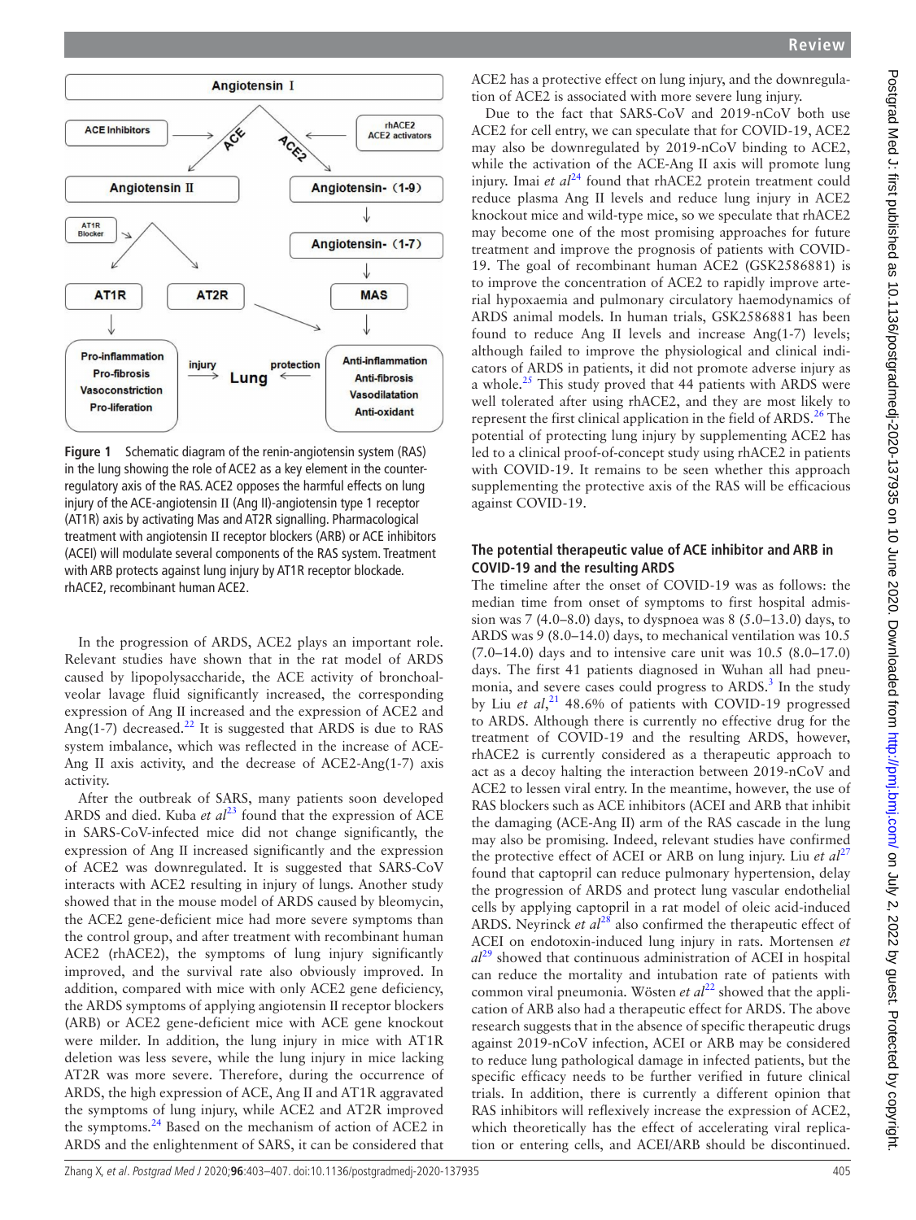Figure 1 Schematic diagram of the renin-angiotensin system (RAS) in the lung showing the role of ACE2 as a key element in the counter-regulatory axis of the RAS. ACE2 opposes the harmful effects on lung injury of the ACE-angiotensin II (Ang II)-angiotensin type 1 receptor (AT1R) axis by activating Mas and AT2R signalling. Pharmacological treatment with angiotensin II receptor blockers (ARB) or ACE inhibitors (ACEI) will modulate several components of the RAS system. Treatment with ARB protects against lung injury by AT1R receptor blockade. rhACE2, recombinant human ACE2.

In the progression of ARDS, ACE2 plays an important role. Relevant studies have shown that in the rat model of ARDS caused by lipopolysaccharide, the ACE activity of bronchoalveolar lavage fluid significantly increased, the corresponding expression of Ang II increased and the expression of ACE2 and Ang(1-7) decreased.[22] It is suggested that ARDS is due to RAS system imbalance, which was reflected in the increase of ACE-Ang II axis activity, and the decrease of ACE2-Ang(1-7) axis activity.

After the outbreak of SARS, many patients soon developed ARDS and died. Kuba *et al*[23] found that the expression of ACE in SARS-CoV-infected mice did not change significantly, the expression of Ang II increased significantly and the expression of ACE2 was downregulated. It is suggested that SARS-CoV interacts with ACE2 resulting in injury of lungs. Another study showed that in the mouse model of ARDS caused by bleomycin, the ACE2 gene-deficient mice had more severe symptoms than the control group, and after treatment with recombinant human ACE2 (rhACE2), the symptoms of lung injury significantly improved, and the survival rate also obviously improved. In addition, compared with mice with only ACE2 gene deficiency, the ARDS symptoms of applying angiotensin II receptor blockers (ARB) or ACE2 gene-deficient mice with ACE gene knockout were milder. In addition, the lung injury in mice with AT1R deletion was less severe, while the lung injury in mice lacking AT2R was more severe. Therefore, during the occurrence of ARDS, the high expression of ACE, Ang II and AT1R aggravated the symptoms of lung injury, while ACE2 and AT2R improved the symptoms.[24] Based on the mechanism of action of ACE2 in ARDS and the enlightenment of SARS, it can be considered that ACE2 has a protective effect on lung injury, and the downregulation of ACE2 is associated with more severe lung injury.

Due to the fact that SARS-CoV and 2019-nCoV both use ACE2 for cell entry, we can speculate that for COVID-19, ACE2 may also be downregulated by 2019-nCoV binding to ACE2, while the activation of the ACE-Ang II axis will promote lung injury. Imai *et al*[24] found that rhACE2 protein treatment could reduce plasma Ang II levels and reduce lung injury in ACE2 knockout mice and wild-type mice, so we speculate that rhACE2 may become one of the most promising approaches for future treatment and improve the prognosis of patients with COVID-19. The goal of recombinant human ACE2 (GSK2586881) is to improve the concentration of ACE2 to rapidly improve arterial hypoxaemia and pulmonary circulatory haemodynamics of ARDS animal models. In human trials, GSK2586881 has been found to reduce Ang II levels and increase Ang(1-7) levels; although failed to improve the physiological and clinical indicators of ARDS in patients, it did not promote adverse injury as a whole.[25] This study proved that 44 patients with ARDS were well tolerated after using rhACE2, and they are most likely to represent the first clinical application in the field of ARDS.[26] The potential of protecting lung injury by supplementing ACE2 has led to a clinical proof-of-concept study using rhACE2 in patients with COVID-19. It remains to be seen whether this approach supplementing the protective axis of the RAS will be efficacious against COVID-19.

### The potential therapeutic value of ACE inhibitor and ARB in COVID-19 and the resulting ARDS

The timeline after the onset of COVID-19 was as follows: the median time from onset of symptoms to first hospital admission was 7 (4.0–8.0) days, to dyspnoea was 8 (5.0–13.0) days, to ARDS was 9 (8.0–14.0) days, to mechanical ventilation was 10.5 (7.0–14.0) days and to intensive care unit was 10.5 (8.0–17.0) days. The first 41 patients diagnosed in Wuhan all had pneumonia, and severe cases could progress to ARDS.[3] In the study by Liu *et al*,[21] 48.6% of patients with COVID-19 progressed to ARDS. Although there is currently no effective drug for the treatment of COVID-19 and the resulting ARDS, however, rhACE2 is currently considered as a therapeutic approach to act as a decoy halting the interaction between 2019-nCoV and ACE2 to lessen viral entry. In the meantime, however, the use of RAS blockers such as ACE inhibitors (ACEI and ARB that inhibit the damaging (ACE-Ang II) arm of the RAS cascade in the lung may also be promising. Indeed, relevant studies have confirmed the protective effect of ACEI or ARB on lung injury. Liu *et al*[27] found that captopril can reduce pulmonary hypertension, delay the progression of ARDS and protect lung vascular endothelial cells by applying captopril in a rat model of oleic acid-induced ARDS. Neyrinck *et al*[28] also confirmed the therapeutic effect of ACEI on endotoxin-induced lung injury in rats. Mortensen *et al*[29] showed that continuous administration of ACEI in hospital can reduce the mortality and intubation rate of patients with common viral pneumonia. Wösten *et al*[22] showed that the application of ARB also had a therapeutic effect for ARDS. The above research suggests that in the absence of specific therapeutic drugs against 2019-nCoV infection, ACEI or ARB may be considered to reduce lung pathological damage in infected patients, but the specific efficacy needs to be further verified in future clinical trials. In addition, there is currently a different opinion that RAS inhibitors will reflexively increase the expression of ACE2, which theoretically has the effect of accelerating viral replication or entering cells, and ACEI/ARB should be discontinued.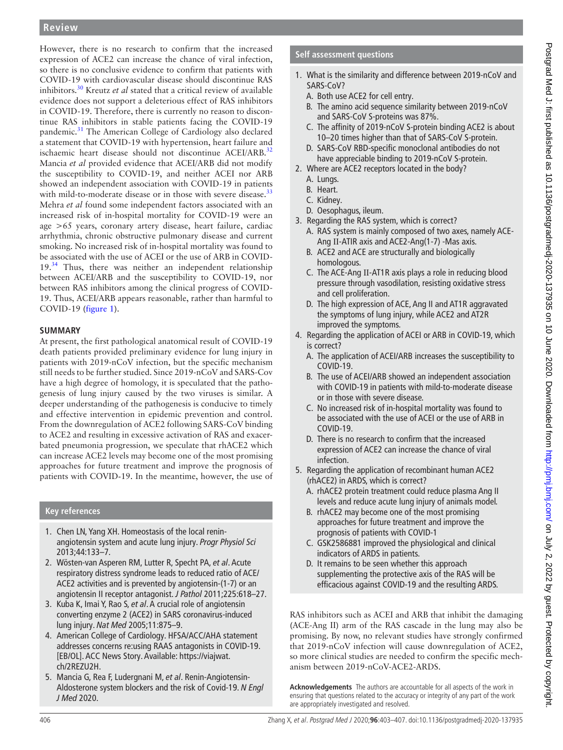However, there is no research to confirm that the increased expression of ACE2 can increase the chance of viral infection, so there is no conclusive evidence to confirm that patients with COVID-19 with cardiovascular disease should discontinue RAS inhibitors.[30] Kreutz *et al* stated that a critical review of available evidence does not support a deleterious effect of RAS inhibitors in COVID-19. Therefore, there is currently no reason to discontinue RAS inhibitors in stable patients facing the COVID-19 pandemic.[31] The American College of Cardiology also declared a statement that COVID-19 with hypertension, heart failure and ischaemic heart disease should not discontinue ACEI/ARB.[32] Mancia *et al* provided evidence that ACEI/ARB did not modify the susceptibility to COVID-19, and neither ACEI nor ARB showed an independent association with COVID-19 in patients with mild-to-moderate disease or in those with severe disease.[33] Mehra *et al* found some independent factors associated with an increased risk of in-hospital mortality for COVID-19 were an age >65 years, coronary artery disease, heart failure, cardiac arrhythmia, chronic obstructive pulmonary disease and current smoking. No increased risk of in-hospital mortality was found to be associated with the use of ACEI or the use of ARB in COVID-19.[34] Thus, there was neither an independent relationship between ACEI/ARB and the susceptibility to COVID-19, nor between RAS inhibitors among the clinical progress of COVID-19. Thus, ACEI/ARB appears reasonable, rather than harmful to COVID-19 (figure 1).

## SUMMARY

At present, the first pathological anatomical result of COVID-19 death patients provided preliminary evidence for lung injury in patients with 2019-nCoV infection, but the specific mechanism still needs to be further studied. Since 2019-nCoV and SARS-Cov have a high degree of homology, it is speculated that the pathogenesis of lung injury caused by the two viruses is similar. A deeper understanding of the pathogenesis is conducive to timely and effective intervention in epidemic prevention and control. From the downregulation of ACE2 following SARS-CoV binding to ACE2 and resulting in excessive activation of RAS and exacerbated pneumonia progression, we speculate that rhACE2 which can increase ACE2 levels may become one of the most promising approaches for future treatment and improve the prognosis of patients with COVID-19. In the meantime, however, the use of RAS inhibitors such as ACEI and ARB that inhibit the damaging (ACE-Ang II) arm of the RAS cascade in the lung may also be promising. By now, no relevant studies have strongly confirmed that 2019-nCoV infection will cause downregulation of ACE2, so more clinical studies are needed to confirm the specific mechanism between 2019-nCoV-ACE2-ARDS.

**Acknowledgements** The authors are accountable for all aspects of the work in ensuring that questions related to the accuracy or integrity of any part of the work are appropriately investigated and resolved.

### Key references

1. Chen LN, Yang XH. Homeostasis of the local renin-angiotensin system and acute lung injury. *Progr Physiol Sci* 2013;44:133–7.
2. Wösten-van Asperen RM, Lutter R, Specht PA, *et al*. Acute respiratory distress syndrome leads to reduced ratio of ACE/ACE2 activities and is prevented by angiotensin-(1-7) or an angiotensin II receptor antagonist. *J Pathol* 2011;225:618–27.
3. Kuba K, Imai Y, Rao S, *et al*. A crucial role of angiotensin converting enzyme 2 (ACE2) in SARS coronavirus-induced lung injury. *Nat Med* 2005;11:875–9.
4. American College of Cardiology. HFSA/ACC/AHA statement addresses concerns re:using RAAS antagonists in COVID-19. [EB/OL]. ACC News Story. Available: https://viajwat.ch/2REZU2H.
5. Mancia G, Rea F, Ludergnani M, *et al*. Renin-Angiotensin-Aldosterone system blockers and the risk of Covid-19. *N Engl J Med* 2020.

### Self assessment questions

1. What is the similarity and difference between 2019-nCoV and SARS-CoV?
   A. Both use ACE2 for cell entry.
   B. The amino acid sequence similarity between 2019-nCoV and SARS-CoV S-proteins was 87%.
   C. The affinity of 2019-nCoV S-protein binding ACE2 is about 10–20 times higher than that of SARS-CoV S-protein.
   D. SARS-CoV RBD-specific monoclonal antibodies do not have appreciable binding to 2019-nCoV S-protein.
2. Where are ACE2 receptors located in the body?
   A. Lungs.
   B. Heart.
   C. Kidney.
   D. Oesophagus, ileum.
3. Regarding the RAS system, which is correct?
   A. RAS system is mainly composed of two axes, namely ACE-Ang II-ATIR axis and ACE2-Ang(1-7) -Mas axis.
   B. ACE2 and ACE are structurally and biologically homologous.
   C. The ACE-Ang II-AT1R axis plays a role in reducing blood pressure through vasodilation, resisting oxidative stress and cell proliferation.
   D. The high expression of ACE, Ang II and AT1R aggravated the symptoms of lung injury, while ACE2 and AT2R improved the symptoms.
4. Regarding the application of ACEI or ARB in COVID-19, which is correct?
   A. The application of ACEI/ARB increases the susceptibility to COVID-19.
   B. The use of ACEI/ARB showed an independent association with COVID-19 in patients with mild-to-moderate disease or in those with severe disease.
   C. No increased risk of in-hospital mortality was found to be associated with the use of ACEI or the use of ARB in COVID-19.
   D. There is no research to confirm that the increased expression of ACE2 can increase the chance of viral infection.
5. Regarding the application of recombinant human ACE2 (rhACE2) in ARDS, which is correct?
   A. rhACE2 protein treatment could reduce plasma Ang II levels and reduce acute lung injury of animals model.
   B. rhACE2 may become one of the most promising approaches for future treatment and improve the prognosis of patients with COVID-1
   C. GSK2586881 improved the physiological and clinical indicators of ARDS in patients.
   D. It remains to be seen whether this approach supplementing the protective axis of the RAS will be efficacious against COVID-19 and the resulting ARDS.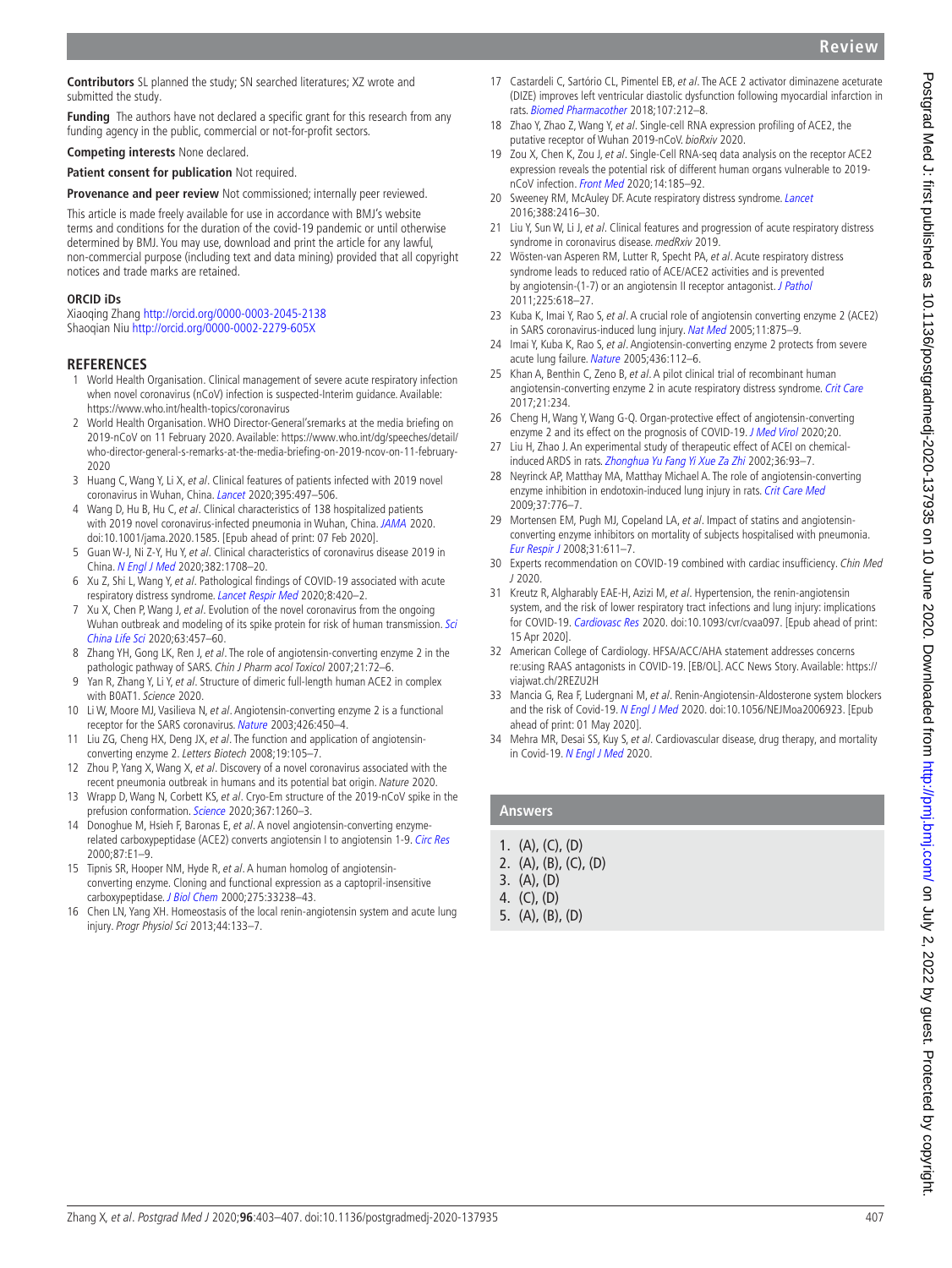**Contributors** SL planned the study; SN searched literatures; XZ wrote and submitted the study.

**Funding** The authors have not declared a specific grant for this research from any funding agency in the public, commercial or not-for-profit sectors.

**Competing interests** None declared.

**Patient consent for publication** Not required.

**Provenance and peer review** Not commissioned; internally peer reviewed.

This article is made freely available for use in accordance with BMJ's website terms and conditions for the duration of the covid-19 pandemic or until otherwise determined by BMJ. You may use, download and print the article for any lawful, non-commercial purpose (including text and data mining) provided that all copyright notices and trade marks are retained.

**ORCID iDs**

Xiaoqing Zhang http://orcid.org/0000-0003-2045-2138
Shaoqian Niu http://orcid.org/0000-0002-2279-605X

## REFERENCES

1. World Health Organisation. Clinical management of severe acute respiratory infection when novel coronavirus (nCoV) infection is suspected-Interim guidance. Available: https://www.who.int/health-topics/coronavirus
2. World Health Organisation. WHO Director-General'sremarks at the media briefing on 2019-nCoV on 11 February 2020. Available: https://www.who.int/dg/speeches/detail/who-director-general-s-remarks-at-the-media-briefing-on-2019-ncov-on-11-february-2020
3. Huang C, Wang Y, Li X, *et al*. Clinical features of patients infected with 2019 novel coronavirus in Wuhan, China. *Lancet* 2020;395:497–506.
4. Wang D, Hu B, Hu C, *et al*. Clinical characteristics of 138 hospitalized patients with 2019 novel coronavirus-infected pneumonia in Wuhan, China. *JAMA* 2020. doi:10.1001/jama.2020.1585. [Epub ahead of print: 07 Feb 2020].
5. Guan W-J, Ni Z-Y, Hu Y, *et al*. Clinical characteristics of coronavirus disease 2019 in China. *N Engl J Med* 2020;382:1708–20.
6. Xu Z, Shi L, Wang Y, *et al*. Pathological findings of COVID-19 associated with acute respiratory distress syndrome. *Lancet Respir Med* 2020;8:420–2.
7. Xu X, Chen P, Wang J, *et al*. Evolution of the novel coronavirus from the ongoing Wuhan outbreak and modeling of its spike protein for risk of human transmission. *Sci China Life Sci* 2020;63:457–60.
8. Zhang YH, Gong LK, Ren J, *et al*. The role of angiotensin-converting enzyme 2 in the pathologic pathway of SARS. *Chin J Pharm acol Toxicol* 2007;21:72–6.
9. Yan R, Zhang Y, Li Y, *et al*. Structure of dimeric full-length human ACE2 in complex with B0AT1. *Science* 2020.
10. Li W, Moore MJ, Vasilieva N, *et al*. Angiotensin-converting enzyme 2 is a functional receptor for the SARS coronavirus. *Nature* 2003;426:450–4.
11. Liu ZG, Cheng HX, Deng JX, *et al*. The function and application of angiotensin-converting enzyme 2. *Letters Biotech* 2008;19:105–7.
12. Zhou P, Yang X, Wang X, *et al*. Discovery of a novel coronavirus associated with the recent pneumonia outbreak in humans and its potential bat origin. *Nature* 2020.
13. Wrapp D, Wang N, Corbett KS, *et al*. Cryo-Em structure of the 2019-nCoV spike in the prefusion conformation. *Science* 2020;367:1260–3.
14. Donoghue M, Hsieh F, Baronas E, *et al*. A novel angiotensin-converting enzyme-related carboxypeptidase (ACE2) converts angiotensin I to angiotensin 1-9. *Circ Res* 2000;87:E1–9.
15. Tipnis SR, Hooper NM, Hyde R, *et al*. A human homolog of angiotensin-converting enzyme. Cloning and functional expression as a captopril-insensitive carboxypeptidase. *J Biol Chem* 2000;275:33238–43.
16. Chen LN, Yang XH. Homeostasis of the local renin-angiotensin system and acute lung injury. *Progr Physiol Sci* 2013;44:133–7.
17. Castardeli C, Sartório CL, Pimentel EB, *et al*. The ACE 2 activator diminazene aceturate (DIZE) improves left ventricular diastolic dysfunction following myocardial infarction in rats. *Biomed Pharmacother* 2018;107:212–8.
18. Zhao Y, Zhao Z, Wang Y, *et al*. Single-cell RNA expression profiling of ACE2, the putative receptor of Wuhan 2019-nCoV. *bioRxiv* 2020.
19. Zou X, Chen K, Zou J, *et al*. Single-Cell RNA-seq data analysis on the receptor ACE2 expression reveals the potential risk of different human organs vulnerable to 2019-nCoV infection. *Front Med* 2020;14:185–92.
20. Sweeney RM, McAuley DF. Acute respiratory distress syndrome. *Lancet* 2016;388:2416–30.
21. Liu Y, Sun W, Li J, *et al*. Clinical features and progression of acute respiratory distress syndrome in coronavirus disease. *medRxiv* 2019.
22. Wösten-van Asperen RM, Lutter R, Specht PA, *et al*. Acute respiratory distress syndrome leads to reduced ratio of ACE/ACE2 activities and is prevented by angiotensin-(1-7) or an angiotensin II receptor antagonist. *J Pathol* 2011;225:618–27.
23. Kuba K, Imai Y, Rao S, *et al*. A crucial role of angiotensin converting enzyme 2 (ACE2) in SARS coronavirus-induced lung injury. *Nat Med* 2005;11:875–9.
24. Imai Y, Kuba K, Rao S, *et al*. Angiotensin-converting enzyme 2 protects from severe acute lung failure. *Nature* 2005;436:112–6.
25. Khan A, Benthin C, Zeno B, *et al*. A pilot clinical trial of recombinant human angiotensin-converting enzyme 2 in acute respiratory distress syndrome. *Crit Care* 2017;21:234.
26. Cheng H, Wang Y, Wang G-Q. Organ-protective effect of angiotensin-converting enzyme 2 and its effect on the prognosis of COVID-19. *J Med Virol* 2020;20.
27. Liu H, Zhao J. An experimental study of therapeutic effect of ACEI on chemical-induced ARDS in rats. *Zhonghua Yu Fang Yi Xue Za Zhi* 2002;36:93–7.
28. Neyrinck AP, Matthay MA, Matthay Michael A. The role of angiotensin-converting enzyme inhibition in endotoxin-induced lung injury in rats. *Crit Care Med* 2009;37:776–7.
29. Mortensen EM, Pugh MJ, Copeland LA, *et al*. Impact of statins and angiotensin-converting enzyme inhibitors on mortality of subjects hospitalised with pneumonia. *Eur Respir J* 2008;31:611–7.
30. Experts recommendation on COVID-19 combined with cardiac insufficiency. *Chin Med J* 2020.
31. Kreutz R, Algharably EAE-H, Azizi M, *et al*. Hypertension, the renin-angiotensin system, and the risk of lower respiratory tract infections and lung injury: implications for COVID-19. *Cardiovasc Res* 2020. doi:10.1093/cvr/cvaa097. [Epub ahead of print: 15 Apr 2020].
32. American College of Cardiology. HFSA/ACC/AHA statement addresses concerns re:using RAAS antagonists in COVID-19. [EB/OL]. ACC News Story. Available: https://viajwat.ch/2REZU2H
33. Mancia G, Rea F, Ludergnani M, *et al*. Renin-Angiotensin-Aldosterone system blockers and the risk of Covid-19. *N Engl J Med* 2020. doi:10.1056/NEJMoa2006923. [Epub ahead of print: 01 May 2020].
34. Mehra MR, Desai SS, Kuy S, *et al*. Cardiovascular disease, drug therapy, and mortality in Covid-19. *N Engl J Med* 2020.

## Answers

1. (A), (C), (D)
2. (A), (B), (C), (D)
3. (A), (D)
4. (C), (D)
5. (A), (B), (D)